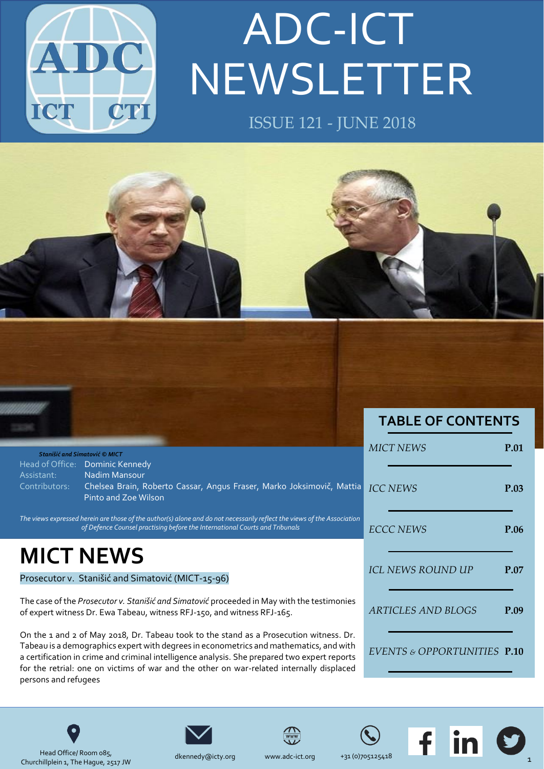# ADC-ICT NEWSLETTER

ISSUE 121 - JUNE 2018

*Stanišić and Simatović © MICT*

Head of Office: Dominic Kennedy
Assistant: Nadim Mansour
Contributors: Chelsea Brain, Roberto Cassar, Angus Fraser, Marko Joksimovič, Mattia Pinto and Zoe Wilson

*The views expressed herein are those of the author(s) alone and do not necessarily reflect the views of the Association of Defence Counsel practising before the International Courts and Tribunals*

## TABLE OF CONTENTS

| | |
|---|---|
| *MICT NEWS* | **P.01** |
| *ICC NEWS* | **P.03** |
| *ECCC NEWS* | **P.06** |
| *ICL NEWS ROUND UP* | **P.07** |
| *ARTICLES AND BLOGS* | **P.09** |
| *EVENTS & OPPORTUNITIES* | **P.10** |

# MICT NEWS

### Prosecutor v. Stanišić and Simatović (MICT-15-96)

The case of the *Prosecutor v. Stanišić and Simatović* proceeded in May with the testimonies of expert witness Dr. Ewa Tabeau, witness RFJ-150, and witness RFJ-165.

On the 1 and 2 of May 2018, Dr. Tabeau took to the stand as a Prosecution witness. Dr. Tabeau is a demographics expert with degrees in econometrics and mathematics, and with a certification in crime and criminal intelligence analysis. She prepared two expert reports for the retrial: one on victims of war and the other on war-related internally displaced persons and refugees

Head Office/ Room 085, Churchillplein 1, The Hague, 2517 JW

dkennedy@icty.org

www.adc-ict.org

+31 (0)705125418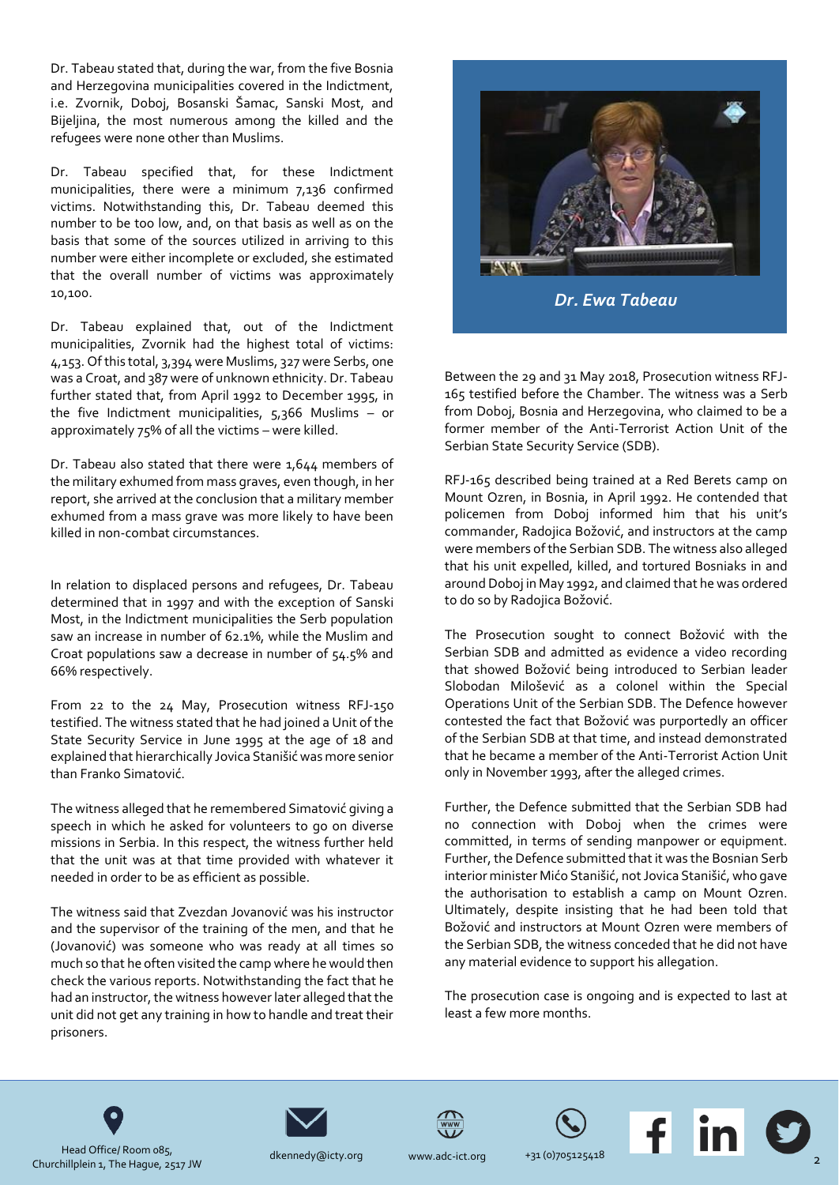Dr. Tabeau stated that, during the war, from the five Bosnia and Herzegovina municipalities covered in the Indictment, i.e. Zvornik, Doboj, Bosanski Šamac, Sanski Most, and Bijeljina, the most numerous among the killed and the refugees were none other than Muslims.

Dr. Tabeau specified that, for these Indictment municipalities, there were a minimum 7,136 confirmed victims. Notwithstanding this, Dr. Tabeau deemed this number to be too low, and, on that basis as well as on the basis that some of the sources utilized in arriving to this number were either incomplete or excluded, she estimated that the overall number of victims was approximately 10,100.

Dr. Tabeau explained that, out of the Indictment municipalities, Zvornik had the highest total of victims: 4,153. Of this total, 3,394 were Muslims, 327 were Serbs, one was a Croat, and 387 were of unknown ethnicity. Dr. Tabeau further stated that, from April 1992 to December 1995, in the five Indictment municipalities, 5,366 Muslims – or approximately 75% of all the victims – were killed.

Dr. Tabeau also stated that there were 1,644 members of the military exhumed from mass graves, even though, in her report, she arrived at the conclusion that a military member exhumed from a mass grave was more likely to have been killed in non-combat circumstances.

In relation to displaced persons and refugees, Dr. Tabeau determined that in 1997 and with the exception of Sanski Most, in the Indictment municipalities the Serb population saw an increase in number of 62.1%, while the Muslim and Croat populations saw a decrease in number of 54.5% and 66% respectively.

From 22 to the 24 May, Prosecution witness RFJ-150 testified. The witness stated that he had joined a Unit of the State Security Service in June 1995 at the age of 18 and explained that hierarchically Jovica Stanišić was more senior than Franko Simatović.

The witness alleged that he remembered Simatović giving a speech in which he asked for volunteers to go on diverse missions in Serbia. In this respect, the witness further held that the unit was at that time provided with whatever it needed in order to be as efficient as possible.

The witness said that Zvezdan Jovanović was his instructor and the supervisor of the training of the men, and that he (Jovanović) was someone who was ready at all times so much so that he often visited the camp where he would then check the various reports. Notwithstanding the fact that he had an instructor, the witness however later alleged that the unit did not get any training in how to handle and treat their prisoners.

*Dr. Ewa Tabeau*

Between the 29 and 31 May 2018, Prosecution witness RFJ-165 testified before the Chamber. The witness was a Serb from Doboj, Bosnia and Herzegovina, who claimed to be a former member of the Anti-Terrorist Action Unit of the Serbian State Security Service (SDB).

RFJ-165 described being trained at a Red Berets camp on Mount Ozren, in Bosnia, in April 1992. He contended that policemen from Doboj informed him that his unit's commander, Radojica Božović, and instructors at the camp were members of the Serbian SDB. The witness also alleged that his unit expelled, killed, and tortured Bosniaks in and around Doboj in May 1992, and claimed that he was ordered to do so by Radojica Božović.

The Prosecution sought to connect Božović with the Serbian SDB and admitted as evidence a video recording that showed Božović being introduced to Serbian leader Slobodan Milošević as a colonel within the Special Operations Unit of the Serbian SDB. The Defence however contested the fact that Božović was purportedly an officer of the Serbian SDB at that time, and instead demonstrated that he became a member of the Anti-Terrorist Action Unit only in November 1993, after the alleged crimes.

Further, the Defence submitted that the Serbian SDB had no connection with Doboj when the crimes were committed, in terms of sending manpower or equipment. Further, the Defence submitted that it was the Bosnian Serb interior minister Mićo Stanišić, not Jovica Stanišić, who gave the authorisation to establish a camp on Mount Ozren. Ultimately, despite insisting that he had been told that Božović and instructors at Mount Ozren were members of the Serbian SDB, the witness conceded that he did not have any material evidence to support his allegation.

The prosecution case is ongoing and is expected to last at least a few more months.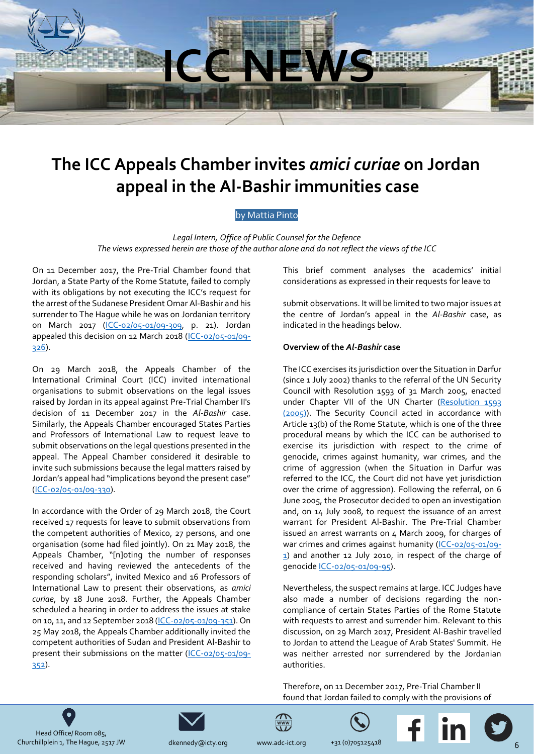# The ICC Appeals Chamber invites *amici curiae* on Jordan appeal in the Al-Bashir immunities case

by Mattia Pinto

*Legal Intern, Office of Public Counsel for the Defence*
*The views expressed herein are those of the author alone and do not reflect the views of the ICC*

On 11 December 2017, the Pre-Trial Chamber found that Jordan, a State Party of the Rome Statute, failed to comply with its obligations by not executing the ICC's request for the arrest of the Sudanese President Omar Al-Bashir and his surrender to The Hague while he was on Jordanian territory on March 2017 (ICC-02/05-01/09-309, p. 21). Jordan appealed this decision on 12 March 2018 (ICC-02/05-01/09-326).

On 29 March 2018, the Appeals Chamber of the International Criminal Court (ICC) invited international organisations to submit observations on the legal issues raised by Jordan in its appeal against Pre-Trial Chamber II's decision of 11 December 2017 in the *Al-Bashir* case. Similarly, the Appeals Chamber encouraged States Parties and Professors of International Law to request leave to submit observations on the legal questions presented in the appeal. The Appeal Chamber considered it desirable to invite such submissions because the legal matters raised by Jordan's appeal had "implications beyond the present case" (ICC-02/05-01/09-330).

In accordance with the Order of 29 March 2018, the Court received 17 requests for leave to submit observations from the competent authorities of Mexico, 27 persons, and one organisation (some had filed jointly). On 21 May 2018, the Appeals Chamber, "[n]oting the number of responses received and having reviewed the antecedents of the responding scholars", invited Mexico and 16 Professors of International Law to present their observations, as *amici curiae*, by 18 June 2018. Further, the Appeals Chamber scheduled a hearing in order to address the issues at stake on 10, 11, and 12 September 2018 (ICC-02/05-01/09-351). On 25 May 2018, the Appeals Chamber additionally invited the competent authorities of Sudan and President Al-Bashir to present their submissions on the matter (ICC-02/05-01/09-352).

This brief comment analyses the academics' initial considerations as expressed in their requests for leave to submit observations. It will be limited to two major issues at the centre of Jordan's appeal in the *Al-Bashir* case, as indicated in the headings below.

**Overview of the *Al-Bashir* case**

The ICC exercises its jurisdiction over the Situation in Darfur (since 1 July 2002) thanks to the referral of the UN Security Council with Resolution 1593 of 31 March 2005, enacted under Chapter VII of the UN Charter (Resolution 1593 (2005)). The Security Council acted in accordance with Article 13(b) of the Rome Statute, which is one of the three procedural means by which the ICC can be authorised to exercise its jurisdiction with respect to the crime of genocide, crimes against humanity, war crimes, and the crime of aggression (when the Situation in Darfur was referred to the ICC, the Court did not have yet jurisdiction over the crime of aggression). Following the referral, on 6 June 2005, the Prosecutor decided to open an investigation and, on 14 July 2008, to request the issuance of an arrest warrant for President Al-Bashir. The Pre-Trial Chamber issued an arrest warrants on 4 March 2009, for charges of war crimes and crimes against humanity (ICC-02/05-01/09-1) and another 12 July 2010, in respect of the charge of genocide ICC-02/05-01/09-95).

Nevertheless, the suspect remains at large. ICC Judges have also made a number of decisions regarding the non-compliance of certain States Parties of the Rome Statute with requests to arrest and surrender him. Relevant to this discussion, on 29 March 2017, President Al-Bashir travelled to Jordan to attend the League of Arab States' Summit. He was neither arrested nor surrendered by the Jordanian authorities.

Therefore, on 11 December 2017, Pre-Trial Chamber II found that Jordan failed to comply with the provisions of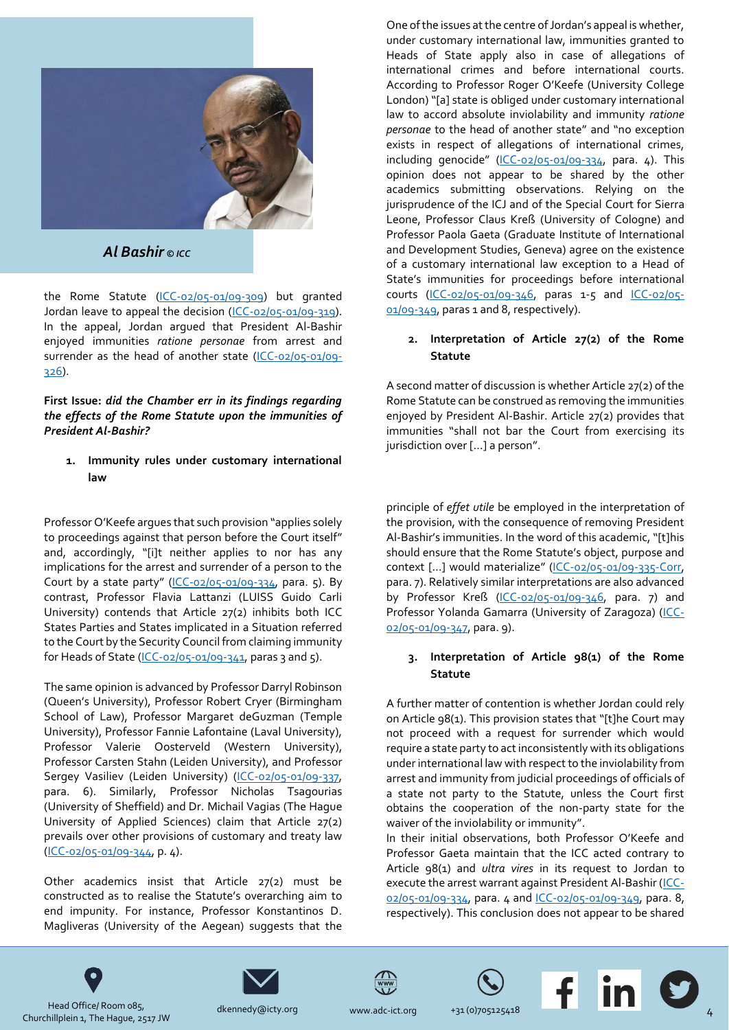*Al Bashir* *© ICC*

the Rome Statute (ICC-02/05-01/09-309) but granted Jordan leave to appeal the decision (ICC-02/05-01/09-319). In the appeal, Jordan argued that President Al-Bashir enjoyed immunities *ratione personae* from arrest and surrender as the head of another state (ICC-02/05-01/09-326).

**First Issue: *did the Chamber err in its findings regarding the effects of the Rome Statute upon the immunities of President Al-Bashir?***

1. **Immunity rules under customary international law**

One of the issues at the centre of Jordan's appeal is whether, under customary international law, immunities granted to Heads of State apply also in case of allegations of international crimes and before international courts. According to Professor Roger O'Keefe (University College London) "[a] state is obliged under customary international law to accord absolute inviolability and immunity *ratione personae* to the head of another state" and "no exception exists in respect of allegations of international crimes, including genocide" (ICC-02/05-01/09-334, para. 4). This opinion does not appear to be shared by the other academics submitting observations. Relying on the jurisprudence of the ICJ and of the Special Court for Sierra Leone, Professor Claus Kreß (University of Cologne) and Professor Paola Gaeta (Graduate Institute of International and Development Studies, Geneva) agree on the existence of a customary international law exception to a Head of State's immunities for proceedings before international courts (ICC-02/05-01/09-346, paras 1-5 and ICC-02/05-01/09-349, paras 1 and 8, respectively).

2. **Interpretation of Article 27(2) of the Rome Statute**

A second matter of discussion is whether Article 27(2) of the Rome Statute can be construed as removing the immunities enjoyed by President Al-Bashir. Article 27(2) provides that immunities "shall not bar the Court from exercising its jurisdiction over [...] a person".

Professor O'Keefe argues that such provision "applies solely to proceedings against that person before the Court itself" and, accordingly, "[i]t neither applies to nor has any implications for the arrest and surrender of a person to the Court by a state party" (ICC-02/05-01/09-334, para. 5). By contrast, Professor Flavia Lattanzi (LUISS Guido Carli University) contends that Article 27(2) inhibits both ICC States Parties and States implicated in a Situation referred to the Court by the Security Council from claiming immunity for Heads of State (ICC-02/05-01/09-341, paras 3 and 5).

The same opinion is advanced by Professor Darryl Robinson (Queen's University), Professor Robert Cryer (Birmingham School of Law), Professor Margaret deGuzman (Temple University), Professor Fannie Lafontaine (Laval University), Professor Valerie Oosterveld (Western University), Professor Carsten Stahn (Leiden University), and Professor Sergey Vasiliev (Leiden University) (ICC-02/05-01/09-337, para. 6). Similarly, Professor Nicholas Tsagourias (University of Sheffield) and Dr. Michail Vagias (The Hague University of Applied Sciences) claim that Article 27(2) prevails over other provisions of customary and treaty law (ICC-02/05-01/09-344, p. 4).

Other academics insist that Article 27(2) must be constructed as to realise the Statute's overarching aim to end impunity. For instance, Professor Konstantinos D. Magliveras (University of the Aegean) suggests that the principle of *effet utile* be employed in the interpretation of the provision, with the consequence of removing President Al-Bashir's immunities. In the word of this academic, "[t]his should ensure that the Rome Statute's object, purpose and context [...] would materialize" (ICC-02/05-01/09-335-Corr, para. 7). Relatively similar interpretations are also advanced by Professor Kreß (ICC-02/05-01/09-346, para. 7) and Professor Yolanda Gamarra (University of Zaragoza) (ICC-02/05-01/09-347, para. 9).

3. **Interpretation of Article 98(1) of the Rome Statute**

A further matter of contention is whether Jordan could rely on Article 98(1). This provision states that "[t]he Court may not proceed with a request for surrender which would require a state party to act inconsistently with its obligations under international law with respect to the inviolability from arrest and immunity from judicial proceedings of officials of a state not party to the Statute, unless the Court first obtains the cooperation of the non-party state for the waiver of the inviolability or immunity".

In their initial observations, both Professor O'Keefe and Professor Gaeta maintain that the ICC acted contrary to Article 98(1) and *ultra vires* in its request to Jordan to execute the arrest warrant against President Al-Bashir (ICC-02/05-01/09-334, para. 4 and ICC-02/05-01/09-349, para. 8, respectively). This conclusion does not appear to be shared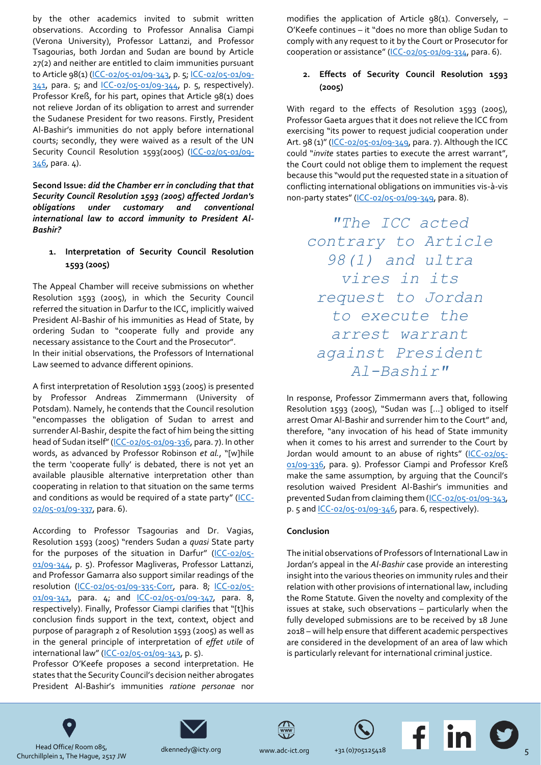by the other academics invited to submit written observations. According to Professor Annalisa Ciampi (Verona University), Professor Lattanzi, and Professor Tsagourias, both Jordan and Sudan are bound by Article 27(2) and neither are entitled to claim immunities pursuant to Article 98(1) (ICC-02/05-01/09-343, p. 5; ICC-02/05-01/09-341, para. 5; and ICC-02/05-01/09-344, p. 5, respectively). Professor Kreß, for his part, opines that Article 98(1) does not relieve Jordan of its obligation to arrest and surrender the Sudanese President for two reasons. Firstly, President Al-Bashir's immunities do not apply before international courts; secondly, they were waived as a result of the UN Security Council Resolution 1593(2005) (ICC-02/05-01/09-346, para. 4).

**Second Issue: *did the Chamber err in concluding that that Security Council Resolution 1593 (2005) affected Jordan's obligations under customary and conventional international law to accord immunity to President Al-Bashir?***

1. **Interpretation of Security Council Resolution 1593 (2005)**

The Appeal Chamber will receive submissions on whether Resolution 1593 (2005), in which the Security Council referred the situation in Darfur to the ICC, implicitly waived President Al-Bashir of his immunities as Head of State, by ordering Sudan to "cooperate fully and provide any necessary assistance to the Court and the Prosecutor".
In their initial observations, the Professors of International Law seemed to advance different opinions.

A first interpretation of Resolution 1593 (2005) is presented by Professor Andreas Zimmermann (University of Potsdam). Namely, he contends that the Council resolution "encompasses the obligation of Sudan to arrest and surrender Al-Bashir, despite the fact of him being the sitting head of Sudan itself" (ICC-02/05-01/09-336, para. 7). In other words, as advanced by Professor Robinson *et al.*, "[w]hile the term 'cooperate fully' is debated, there is not yet an available plausible alternative interpretation other than cooperating in relation to that situation on the same terms and conditions as would be required of a state party" (ICC-02/05-01/09-337, para. 6).

According to Professor Tsagourias and Dr. Vagias, Resolution 1593 (2005) "renders Sudan a *quasi* State party for the purposes of the situation in Darfur" (ICC-02/05-01/09-344, p. 5). Professor Magliveras, Professor Lattanzi, and Professor Gamarra also support similar readings of the resolution (ICC-02/05-01/09-335-Corr, para. 8; ICC-02/05-01/09-341, para. 4; and ICC-02/05-01/09-347, para. 8, respectively). Finally, Professor Ciampi clarifies that "[t]his conclusion finds support in the text, context, object and purpose of paragraph 2 of Resolution 1593 (2005) as well as in the general principle of interpretation of *effet utile* of international law" (ICC-02/05-01/09-343, p. 5).
Professor O'Keefe proposes a second interpretation. He states that the Security Council's decision neither abrogates President Al-Bashir's immunities *ratione personae* nor modifies the application of Article 98(1). Conversely, – O'Keefe continues – it "does no more than oblige Sudan to comply with any request to it by the Court or Prosecutor for cooperation or assistance" (ICC-02/05-01/09-334, para. 6).

2. **Effects of Security Council Resolution 1593 (2005)**

With regard to the effects of Resolution 1593 (2005), Professor Gaeta argues that it does not relieve the ICC from exercising "its power to request judicial cooperation under Art. 98 (1)" (ICC-02/05-01/09-349, para. 7). Although the ICC could "*invite* states parties to execute the arrest warrant", the Court could not oblige them to implement the request because this "would put the requested state in a situation of conflicting international obligations on immunities vis-à-vis non-party states" (ICC-02/05-01/09-349, para. 8).

> *"The ICC acted contrary to Article 98(1) and ultra vires in its request to Jordan to execute the arrest warrant against President Al-Bashir"*

In response, Professor Zimmermann avers that, following Resolution 1593 (2005), "Sudan was [...] obliged to itself arrest Omar Al-Bashir and surrender him to the Court" and, therefore, "any invocation of his head of State immunity when it comes to his arrest and surrender to the Court by Jordan would amount to an abuse of rights" (ICC-02/05-01/09-336, para. 9). Professor Ciampi and Professor Kreß make the same assumption, by arguing that the Council's resolution waived President Al-Bashir's immunities and prevented Sudan from claiming them (ICC-02/05-01/09-343, p. 5 and ICC-02/05-01/09-346, para. 6, respectively).

**Conclusion**

The initial observations of Professors of International Law in Jordan's appeal in the *Al-Bashir* case provide an interesting insight into the various theories on immunity rules and their relation with other provisions of international law, including the Rome Statute. Given the novelty and complexity of the issues at stake, such observations – particularly when the fully developed submissions are to be received by 18 June 2018 – will help ensure that different academic perspectives are considered in the development of an area of law which is particularly relevant for international criminal justice.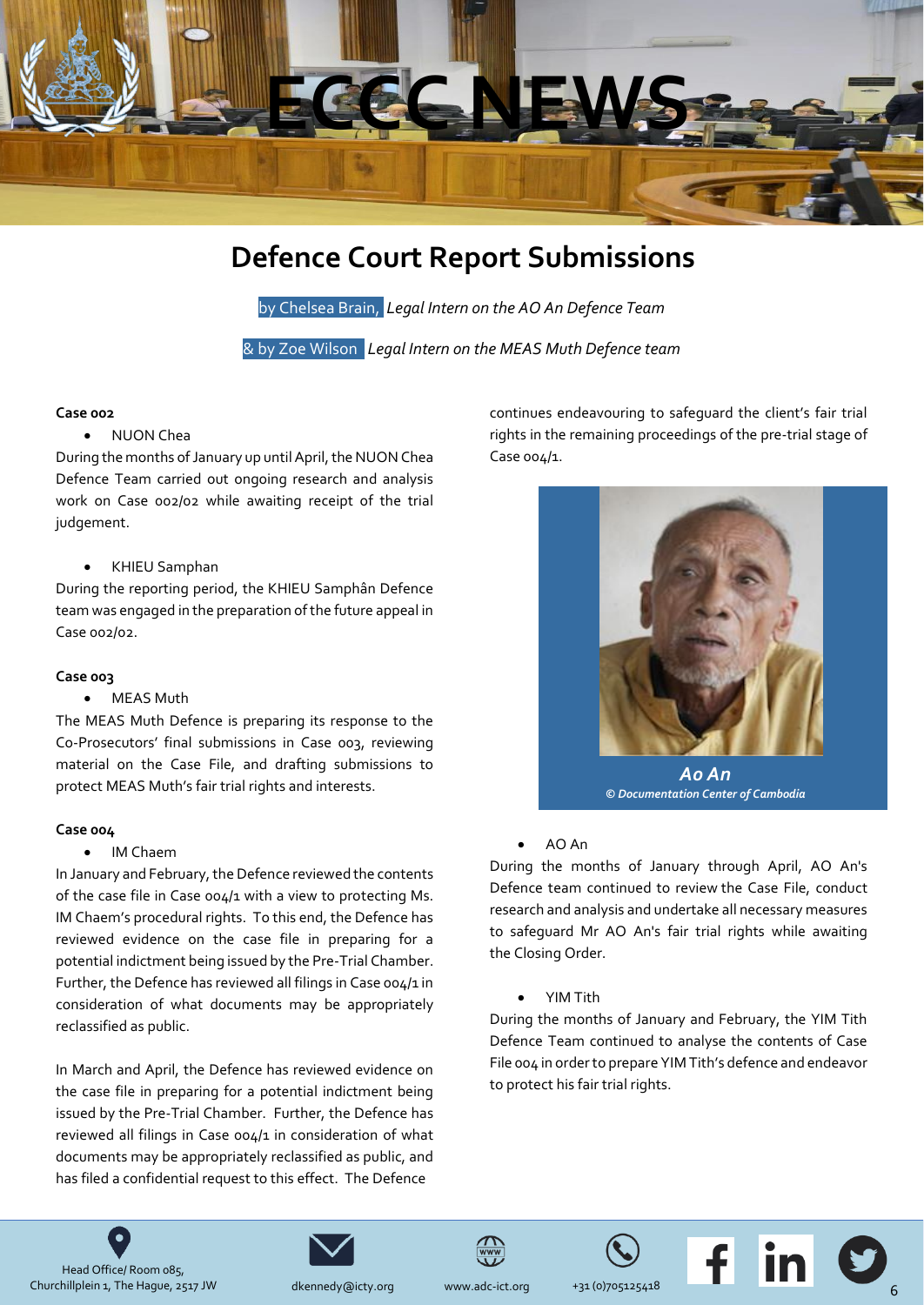# ECCC NEWS

## Defence Court Report Submissions

by Chelsea Brain, *Legal Intern on the AO An Defence Team*

& by Zoe Wilson *Legal Intern on the MEAS Muth Defence team*

**Case 002**

- NUON Chea

During the months of January up until April, the NUON Chea Defence Team carried out ongoing research and analysis work on Case 002/02 while awaiting receipt of the trial judgement.

- KHIEU Samphan

During the reporting period, the KHIEU Samphân Defence team was engaged in the preparation of the future appeal in Case 002/02.

**Case 003**

- MEAS Muth

The MEAS Muth Defence is preparing its response to the Co-Prosecutors' final submissions in Case 003, reviewing material on the Case File, and drafting submissions to protect MEAS Muth's fair trial rights and interests.

**Case 004**

- IM Chaem

In January and February, the Defence reviewed the contents of the case file in Case 004/1 with a view to protecting Ms. IM Chaem's procedural rights. To this end, the Defence has reviewed evidence on the case file in preparing for a potential indictment being issued by the Pre-Trial Chamber. Further, the Defence has reviewed all filings in Case 004/1 in consideration of what documents may be appropriately reclassified as public.

In March and April, the Defence has reviewed evidence on the case file in preparing for a potential indictment being issued by the Pre-Trial Chamber. Further, the Defence has reviewed all filings in Case 004/1 in consideration of what documents may be appropriately reclassified as public, and has filed a confidential request to this effect. The Defence continues endeavouring to safeguard the client's fair trial rights in the remaining proceedings of the pre-trial stage of Case 004/1.

***Ao An***
***© Documentation Center of Cambodia***

- AO An

During the months of January through April, AO An's Defence team continued to review the Case File, conduct research and analysis and undertake all necessary measures to safeguard Mr AO An's fair trial rights while awaiting the Closing Order.

- YIM Tith

During the months of January and February, the YIM Tith Defence Team continued to analyse the contents of Case File 004 in order to prepare YIM Tith's defence and endeavor to protect his fair trial rights.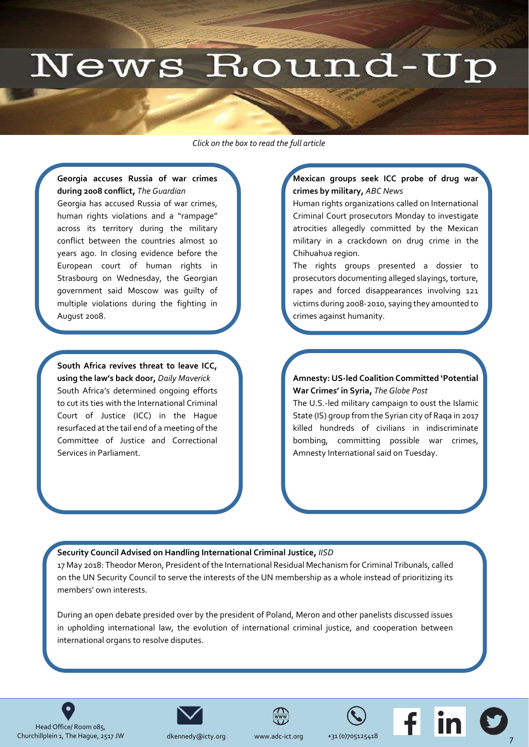# News Round-Up

*Click on the box to read the full article*

**Georgia accuses Russia of war crimes during 2008 conflict,** *The Guardian*

Georgia has accused Russia of war crimes, human rights violations and a "rampage" across its territory during the military conflict between the countries almost 10 years ago. In closing evidence before the European court of human rights in Strasbourg on Wednesday, the Georgian government said Moscow was guilty of multiple violations during the fighting in August 2008.

**Mexican groups seek ICC probe of drug war crimes by military,** *ABC News*

Human rights organizations called on International Criminal Court prosecutors Monday to investigate atrocities allegedly committed by the Mexican military in a crackdown on drug crime in the Chihuahua region.

The rights groups presented a dossier to prosecutors documenting alleged slayings, torture, rapes and forced disappearances involving 121 victims during 2008-2010, saying they amounted to crimes against humanity.

**South Africa revives threat to leave ICC, using the law's back door,** *Daily Maverick*

South Africa's determined ongoing efforts to cut its ties with the International Criminal Court of Justice (ICC) in the Hague resurfaced at the tail end of a meeting of the Committee of Justice and Correctional Services in Parliament.

**Amnesty: US-led Coalition Committed 'Potential War Crimes' in Syria,** *The Globe Post*

The U.S.-led military campaign to oust the Islamic State (IS) group from the Syrian city of Raqa in 2017 killed hundreds of civilians in indiscriminate bombing, committing possible war crimes, Amnesty International said on Tuesday.

**Security Council Advised on Handling International Criminal Justice,** *IISD*

17 May 2018: Theodor Meron, President of the International Residual Mechanism for Criminal Tribunals, called on the UN Security Council to serve the interests of the UN membership as a whole instead of prioritizing its members' own interests.

During an open debate presided over by the president of Poland, Meron and other panelists discussed issues in upholding international law, the evolution of international criminal justice, and cooperation between international organs to resolve disputes.

Head Office/ Room 085, Churchillplein 1, The Hague, 2517 JW | dkennedy@icty.org | www.adc-ict.org | +31 (0)705125418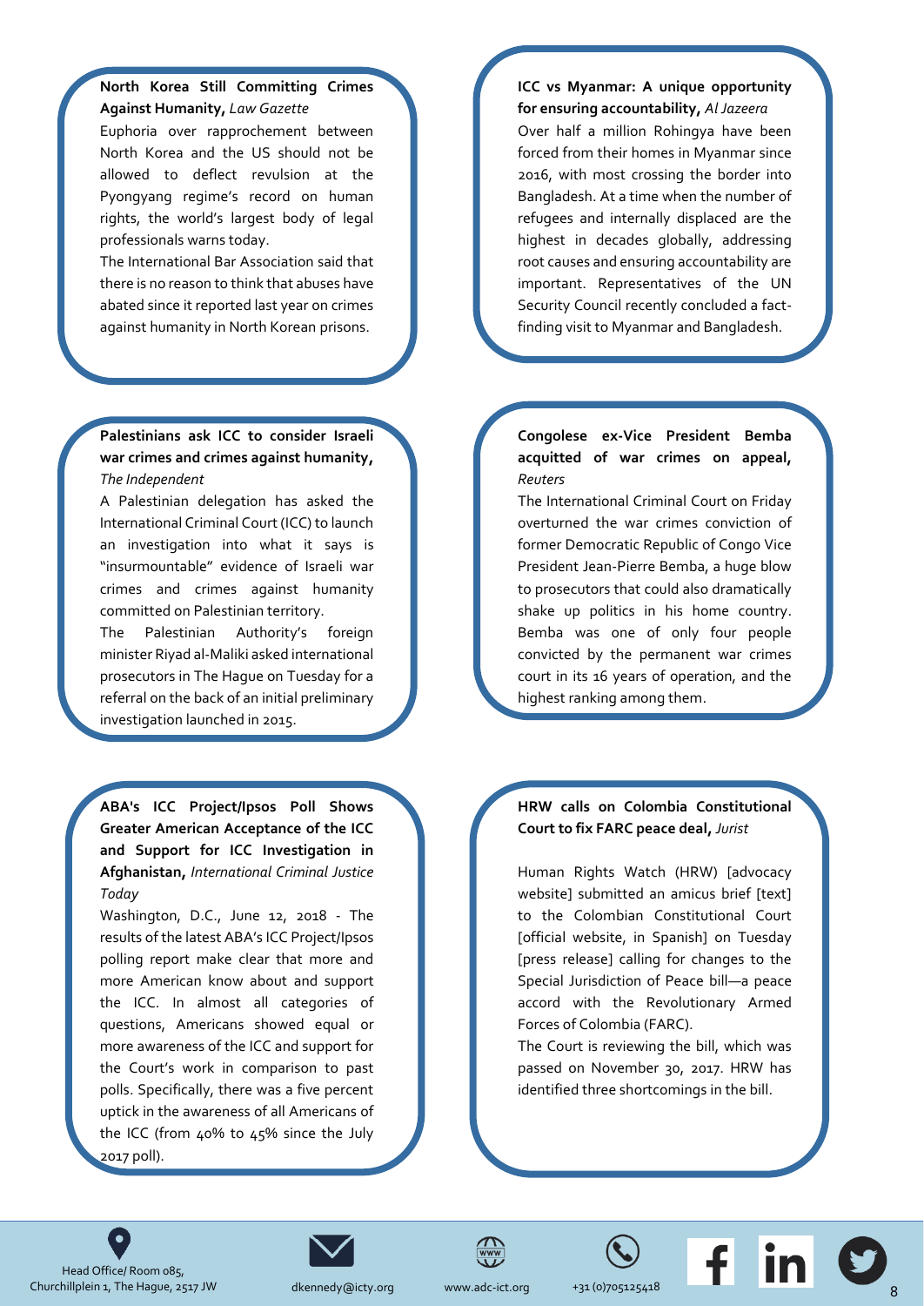**North Korea Still Committing Crimes Against Humanity,** *Law Gazette*

Euphoria over rapprochement between North Korea and the US should not be allowed to deflect revulsion at the Pyongyang regime's record on human rights, the world's largest body of legal professionals warns today.

The International Bar Association said that there is no reason to think that abuses have abated since it reported last year on crimes against humanity in North Korean prisons.

**ICC vs Myanmar: A unique opportunity for ensuring accountability,** *Al Jazeera*

Over half a million Rohingya have been forced from their homes in Myanmar since 2016, with most crossing the border into Bangladesh. At a time when the number of refugees and internally displaced are the highest in decades globally, addressing root causes and ensuring accountability are important. Representatives of the UN Security Council recently concluded a fact-finding visit to Myanmar and Bangladesh.

**Palestinians ask ICC to consider Israeli war crimes and crimes against humanity,** *The Independent*

A Palestinian delegation has asked the International Criminal Court (ICC) to launch an investigation into what it says is "insurmountable" evidence of Israeli war crimes and crimes against humanity committed on Palestinian territory.

The Palestinian Authority's foreign minister Riyad al-Maliki asked international prosecutors in The Hague on Tuesday for a referral on the back of an initial preliminary investigation launched in 2015.

**Congolese ex-Vice President Bemba acquitted of war crimes on appeal,** *Reuters*

The International Criminal Court on Friday overturned the war crimes conviction of former Democratic Republic of Congo Vice President Jean-Pierre Bemba, a huge blow to prosecutors that could also dramatically shake up politics in his home country. Bemba was one of only four people convicted by the permanent war crimes court in its 16 years of operation, and the highest ranking among them.

**ABA's ICC Project/Ipsos Poll Shows Greater American Acceptance of the ICC and Support for ICC Investigation in Afghanistan,** *International Criminal Justice Today*

Washington, D.C., June 12, 2018 - The results of the latest ABA's ICC Project/Ipsos polling report make clear that more and more American know about and support the ICC. In almost all categories of questions, Americans showed equal or more awareness of the ICC and support for the Court's work in comparison to past polls. Specifically, there was a five percent uptick in the awareness of all Americans of the ICC (from 40% to 45% since the July 2017 poll).

**HRW calls on Colombia Constitutional Court to fix FARC peace deal,** *Jurist*

Human Rights Watch (HRW) [advocacy website] submitted an amicus brief [text] to the Colombian Constitutional Court [official website, in Spanish] on Tuesday [press release] calling for changes to the Special Jurisdiction of Peace bill—a peace accord with the Revolutionary Armed Forces of Colombia (FARC).

The Court is reviewing the bill, which was passed on November 30, 2017. HRW has identified three shortcomings in the bill.

Head Office/ Room 085, Churchillplein 1, The Hague, 2517 JW | dkennedy@icty.org | www.adc-ict.org | +31 (0)705125418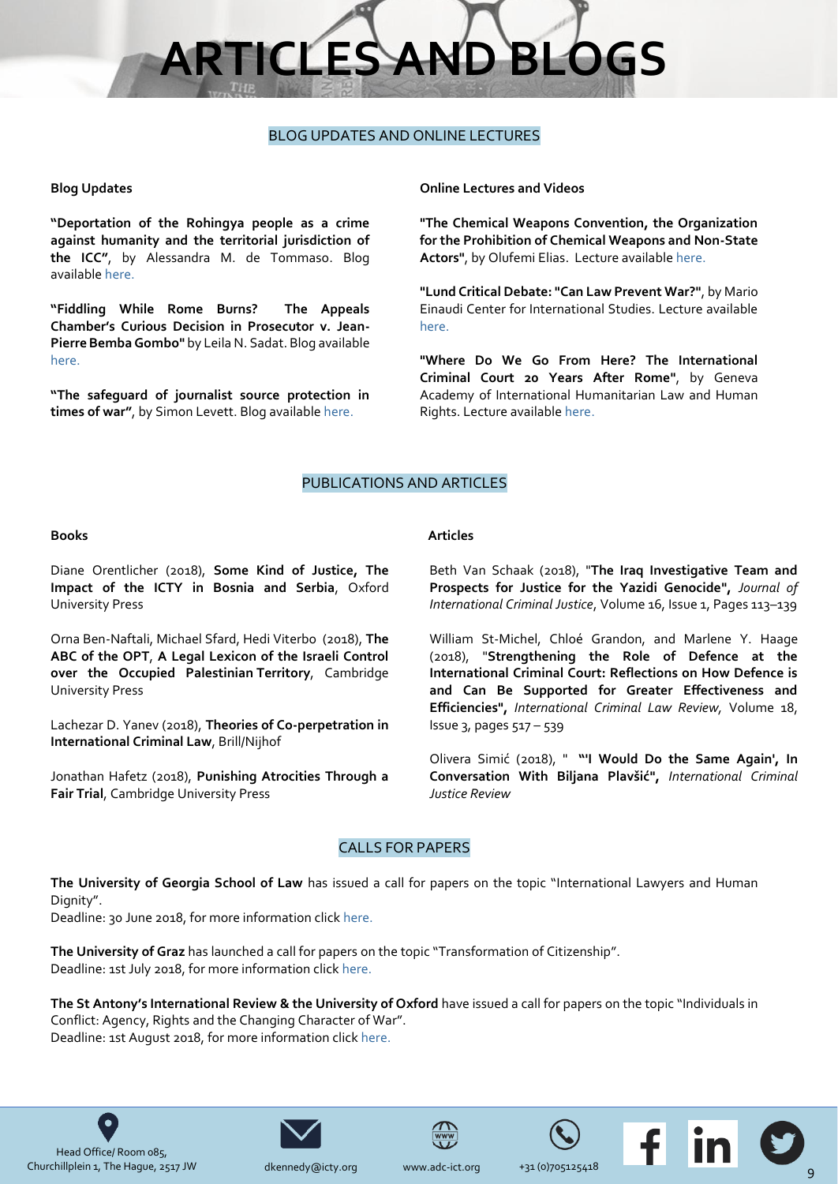# ARTICLES AND BLOGS

## BLOG UPDATES AND ONLINE LECTURES

### Blog Updates

**"Deportation of the Rohingya people as a crime against humanity and the territorial jurisdiction of the ICC"**, by Alessandra M. de Tommaso. Blog available here.

**"Fiddling While Rome Burns? The Appeals Chamber's Curious Decision in Prosecutor v. Jean-Pierre Bemba Gombo"** by Leila N. Sadat. Blog available here.

**"The safeguard of journalist source protection in times of war"**, by Simon Levett. Blog available here.

### Online Lectures and Videos

**"The Chemical Weapons Convention, the Organization for the Prohibition of Chemical Weapons and Non-State Actors"**, by Olufemi Elias. Lecture available here.

**"Lund Critical Debate: "Can Law Prevent War?"**, by Mario Einaudi Center for International Studies. Lecture available here.

**"Where Do We Go From Here? The International Criminal Court 20 Years After Rome"**, by Geneva Academy of International Humanitarian Law and Human Rights. Lecture available here.

## PUBLICATIONS AND ARTICLES

### Books

Diane Orentlicher (2018), **Some Kind of Justice, The Impact of the ICTY in Bosnia and Serbia**, Oxford University Press

Orna Ben-Naftali, Michael Sfard, Hedi Viterbo (2018), **The ABC of the OPT**, **A Legal Lexicon of the Israeli Control over the Occupied Palestinian Territory**, Cambridge University Press

Lachezar D. Yanev (2018), **Theories of Co-perpetration in International Criminal Law**, Brill/Nijhof

Jonathan Hafetz (2018), **Punishing Atrocities Through a Fair Trial**, Cambridge University Press

### Articles

Beth Van Schaak (2018), "**The Iraq Investigative Team and Prospects for Justice for the Yazidi Genocide",** *Journal of International Criminal Justice*, Volume 16, Issue 1, Pages 113–139

William St-Michel, Chloé Grandon, and Marlene Y. Haage (2018), "**Strengthening the Role of Defence at the International Criminal Court: Reflections on How Defence is and Can Be Supported for Greater Effectiveness and Efficiencies",** *International Criminal Law Review*, Volume 18, Issue 3, pages 517 – 539

Olivera Simić (2018), " **"I Would Do the Same Again', In Conversation With Biljana Plavšić",** *International Criminal Justice Review*

## CALLS FOR PAPERS

**The University of Georgia School of Law** has issued a call for papers on the topic "International Lawyers and Human Dignity".
Deadline: 30 June 2018, for more information click here.

**The University of Graz** has launched a call for papers on the topic "Transformation of Citizenship".
Deadline: 1st July 2018, for more information click here.

**The St Antony's International Review & the University of Oxford** have issued a call for papers on the topic "Individuals in Conflict: Agency, Rights and the Changing Character of War".
Deadline: 1st August 2018, for more information click here.

Head Office/ Room 085, Churchillplein 1, The Hague, 2517 JW | dkennedy@icty.org | www.adc-ict.org | +31 (0)705125418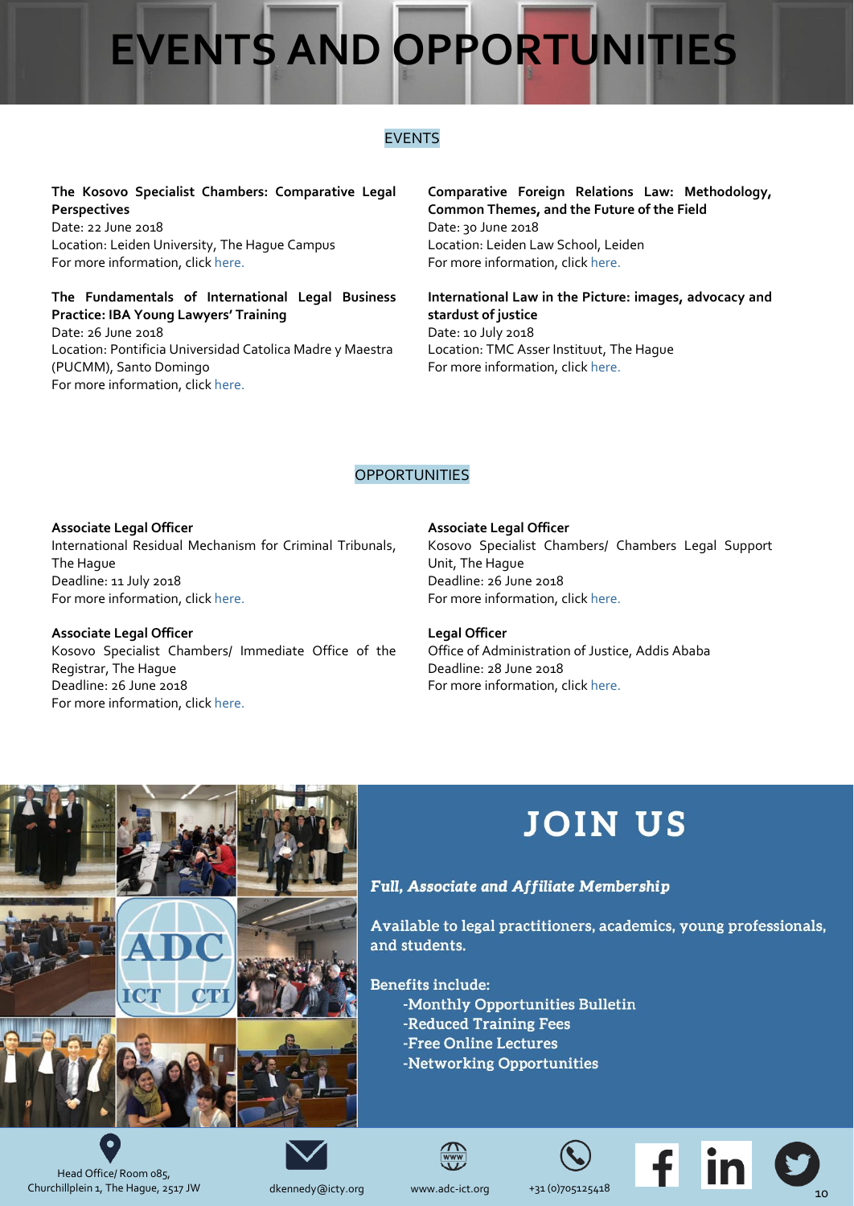# EVENTS AND OPPORTUNITIES

## EVENTS

**The Kosovo Specialist Chambers: Comparative Legal Perspectives**
Date: 22 June 2018
Location: Leiden University, The Hague Campus
For more information, click here.

**The Fundamentals of International Legal Business Practice: IBA Young Lawyers' Training**
Date: 26 June 2018
Location: Pontificia Universidad Catolica Madre y Maestra (PUCMM), Santo Domingo
For more information, click here.

**Comparative Foreign Relations Law: Methodology, Common Themes, and the Future of the Field**
Date: 30 June 2018
Location: Leiden Law School, Leiden
For more information, click here.

**International Law in the Picture: images, advocacy and stardust of justice**
Date: 10 July 2018
Location: TMC Asser Instituut, The Hague
For more information, click here.

## OPPORTUNITIES

**Associate Legal Officer**
International Residual Mechanism for Criminal Tribunals, The Hague
Deadline: 11 July 2018
For more information, click here.

**Associate Legal Officer**
Kosovo Specialist Chambers/ Immediate Office of the Registrar, The Hague
Deadline: 26 June 2018
For more information, click here.

**Associate Legal Officer**
Kosovo Specialist Chambers/ Chambers Legal Support Unit, The Hague
Deadline: 26 June 2018
For more information, click here.

**Legal Officer**
Office of Administration of Justice, Addis Ababa
Deadline: 28 June 2018
For more information, click here.

## JOIN US

***Full, Associate and Affiliate Membership***

**Available to legal practitioners, academics, young professionals, and students.**

**Benefits include:**
- **Monthly Opportunities Bulletin**
- **Reduced Training Fees**
- **Free Online Lectures**
- **Networking Opportunities**

Head Office/ Room 085, Churchillplein 1, The Hague, 2517 JW

dkennedy@icty.org

www.adc-ict.org

+31 (0)705125418